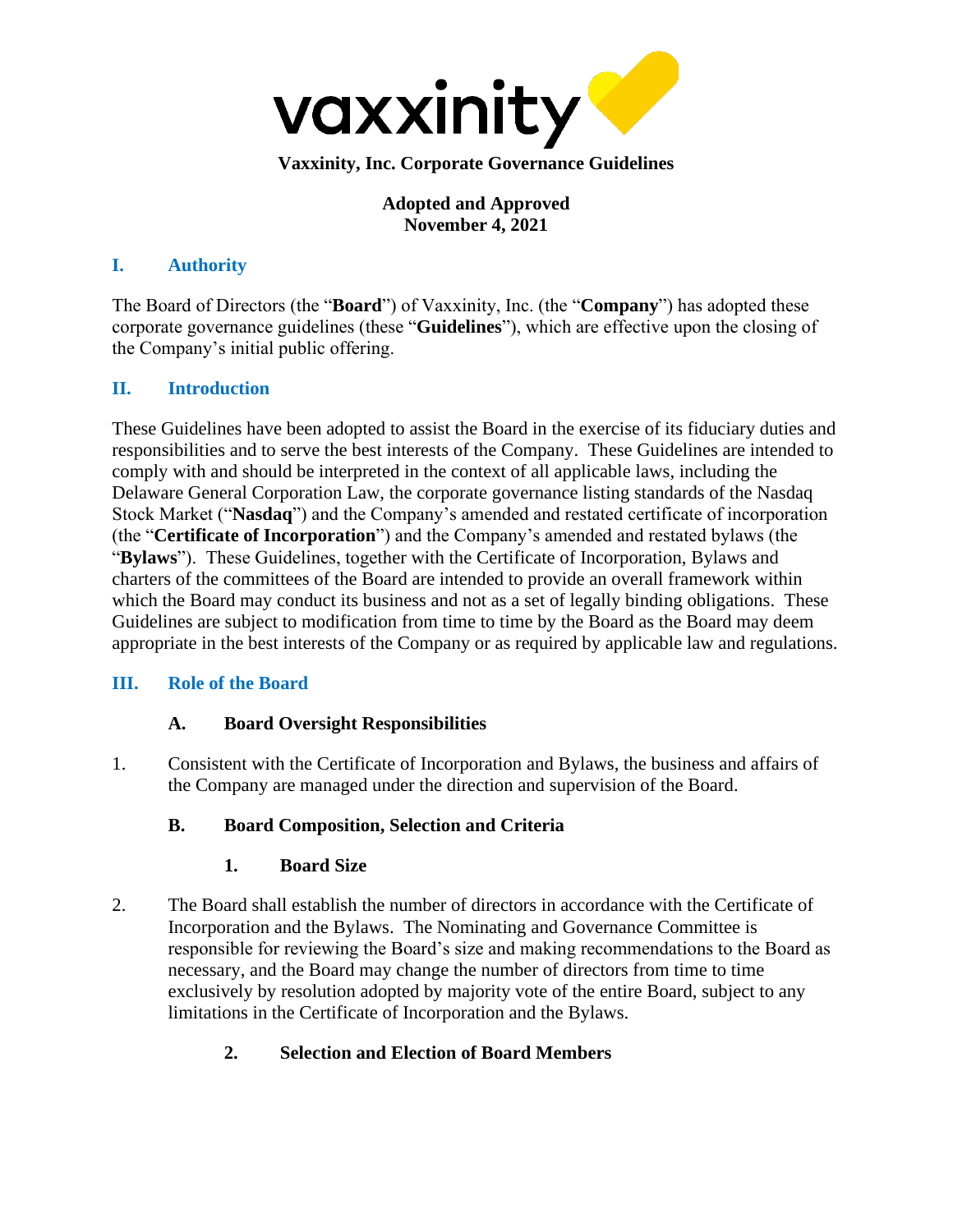# Vaxxinity, Inc. Corporate Governance Guidelines

**Adopted and Approved**
**November 4, 2021**

## I. Authority

The Board of Directors (the "**Board**") of Vaxxinity, Inc. (the "**Company**") has adopted these corporate governance guidelines (these "**Guidelines**"), which are effective upon the closing of the Company's initial public offering.

## II. Introduction

These Guidelines have been adopted to assist the Board in the exercise of its fiduciary duties and responsibilities and to serve the best interests of the Company. These Guidelines are intended to comply with and should be interpreted in the context of all applicable laws, including the Delaware General Corporation Law, the corporate governance listing standards of the Nasdaq Stock Market ("**Nasdaq**") and the Company's amended and restated certificate of incorporation (the "**Certificate of Incorporation**") and the Company's amended and restated bylaws (the "**Bylaws**"). These Guidelines, together with the Certificate of Incorporation, Bylaws and charters of the committees of the Board are intended to provide an overall framework within which the Board may conduct its business and not as a set of legally binding obligations. These Guidelines are subject to modification from time to time by the Board as the Board may deem appropriate in the best interests of the Company or as required by applicable law and regulations.

## III. Role of the Board

### A. Board Oversight Responsibilities

1. Consistent with the Certificate of Incorporation and Bylaws, the business and affairs of the Company are managed under the direction and supervision of the Board.

### B. Board Composition, Selection and Criteria

#### 1. Board Size

2. The Board shall establish the number of directors in accordance with the Certificate of Incorporation and the Bylaws. The Nominating and Governance Committee is responsible for reviewing the Board's size and making recommendations to the Board as necessary, and the Board may change the number of directors from time to time exclusively by resolution adopted by majority vote of the entire Board, subject to any limitations in the Certificate of Incorporation and the Bylaws.

#### 2. Selection and Election of Board Members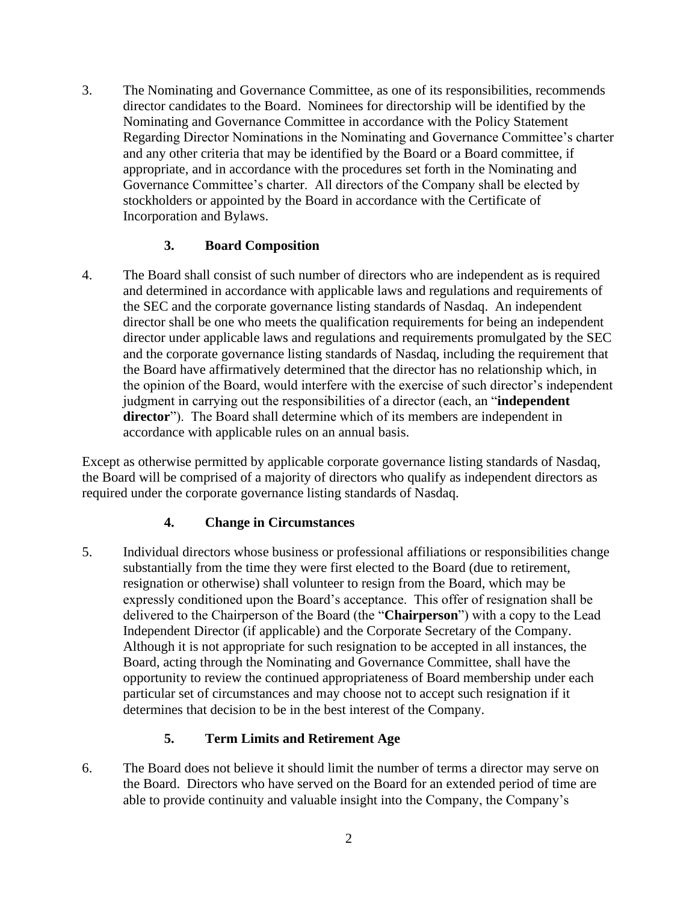3. The Nominating and Governance Committee, as one of its responsibilities, recommends director candidates to the Board. Nominees for directorship will be identified by the Nominating and Governance Committee in accordance with the Policy Statement Regarding Director Nominations in the Nominating and Governance Committee's charter and any other criteria that may be identified by the Board or a Board committee, if appropriate, and in accordance with the procedures set forth in the Nominating and Governance Committee's charter. All directors of the Company shall be elected by stockholders or appointed by the Board in accordance with the Certificate of Incorporation and Bylaws.

### 3. Board Composition

4. The Board shall consist of such number of directors who are independent as is required and determined in accordance with applicable laws and regulations and requirements of the SEC and the corporate governance listing standards of Nasdaq. An independent director shall be one who meets the qualification requirements for being an independent director under applicable laws and regulations and requirements promulgated by the SEC and the corporate governance listing standards of Nasdaq, including the requirement that the Board have affirmatively determined that the director has no relationship which, in the opinion of the Board, would interfere with the exercise of such director's independent judgment in carrying out the responsibilities of a director (each, an "**independent director**"). The Board shall determine which of its members are independent in accordance with applicable rules on an annual basis.

Except as otherwise permitted by applicable corporate governance listing standards of Nasdaq, the Board will be comprised of a majority of directors who qualify as independent directors as required under the corporate governance listing standards of Nasdaq.

### 4. Change in Circumstances

5. Individual directors whose business or professional affiliations or responsibilities change substantially from the time they were first elected to the Board (due to retirement, resignation or otherwise) shall volunteer to resign from the Board, which may be expressly conditioned upon the Board's acceptance. This offer of resignation shall be delivered to the Chairperson of the Board (the "**Chairperson**") with a copy to the Lead Independent Director (if applicable) and the Corporate Secretary of the Company. Although it is not appropriate for such resignation to be accepted in all instances, the Board, acting through the Nominating and Governance Committee, shall have the opportunity to review the continued appropriateness of Board membership under each particular set of circumstances and may choose not to accept such resignation if it determines that decision to be in the best interest of the Company.

### 5. Term Limits and Retirement Age

6. The Board does not believe it should limit the number of terms a director may serve on the Board. Directors who have served on the Board for an extended period of time are able to provide continuity and valuable insight into the Company, the Company's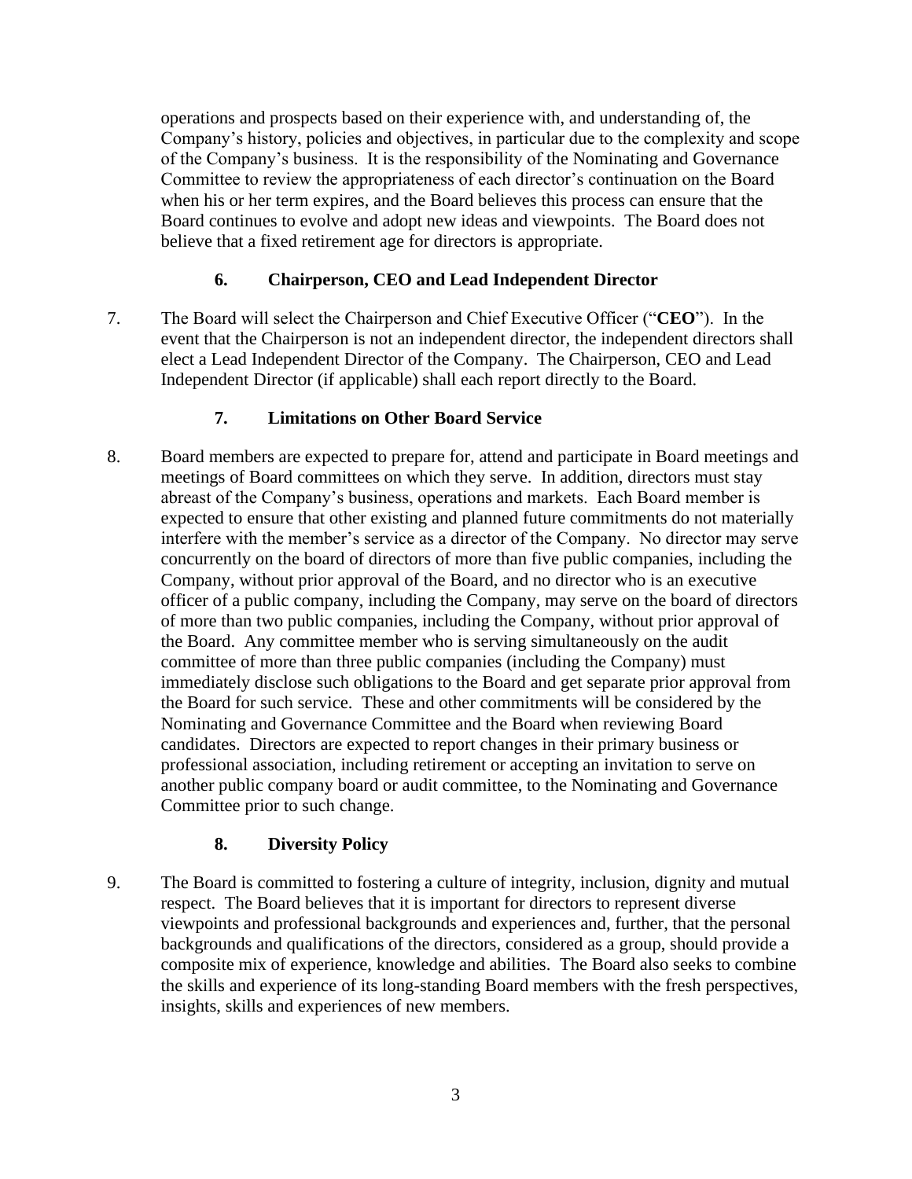operations and prospects based on their experience with, and understanding of, the Company's history, policies and objectives, in particular due to the complexity and scope of the Company's business. It is the responsibility of the Nominating and Governance Committee to review the appropriateness of each director's continuation on the Board when his or her term expires, and the Board believes this process can ensure that the Board continues to evolve and adopt new ideas and viewpoints. The Board does not believe that a fixed retirement age for directors is appropriate.

### 6. Chairperson, CEO and Lead Independent Director

7. The Board will select the Chairperson and Chief Executive Officer ("**CEO**"). In the event that the Chairperson is not an independent director, the independent directors shall elect a Lead Independent Director of the Company. The Chairperson, CEO and Lead Independent Director (if applicable) shall each report directly to the Board.

### 7. Limitations on Other Board Service

8. Board members are expected to prepare for, attend and participate in Board meetings and meetings of Board committees on which they serve. In addition, directors must stay abreast of the Company's business, operations and markets. Each Board member is expected to ensure that other existing and planned future commitments do not materially interfere with the member's service as a director of the Company. No director may serve concurrently on the board of directors of more than five public companies, including the Company, without prior approval of the Board, and no director who is an executive officer of a public company, including the Company, may serve on the board of directors of more than two public companies, including the Company, without prior approval of the Board. Any committee member who is serving simultaneously on the audit committee of more than three public companies (including the Company) must immediately disclose such obligations to the Board and get separate prior approval from the Board for such service. These and other commitments will be considered by the Nominating and Governance Committee and the Board when reviewing Board candidates. Directors are expected to report changes in their primary business or professional association, including retirement or accepting an invitation to serve on another public company board or audit committee, to the Nominating and Governance Committee prior to such change.

### 8. Diversity Policy

9. The Board is committed to fostering a culture of integrity, inclusion, dignity and mutual respect. The Board believes that it is important for directors to represent diverse viewpoints and professional backgrounds and experiences and, further, that the personal backgrounds and qualifications of the directors, considered as a group, should provide a composite mix of experience, knowledge and abilities. The Board also seeks to combine the skills and experience of its long-standing Board members with the fresh perspectives, insights, skills and experiences of new members.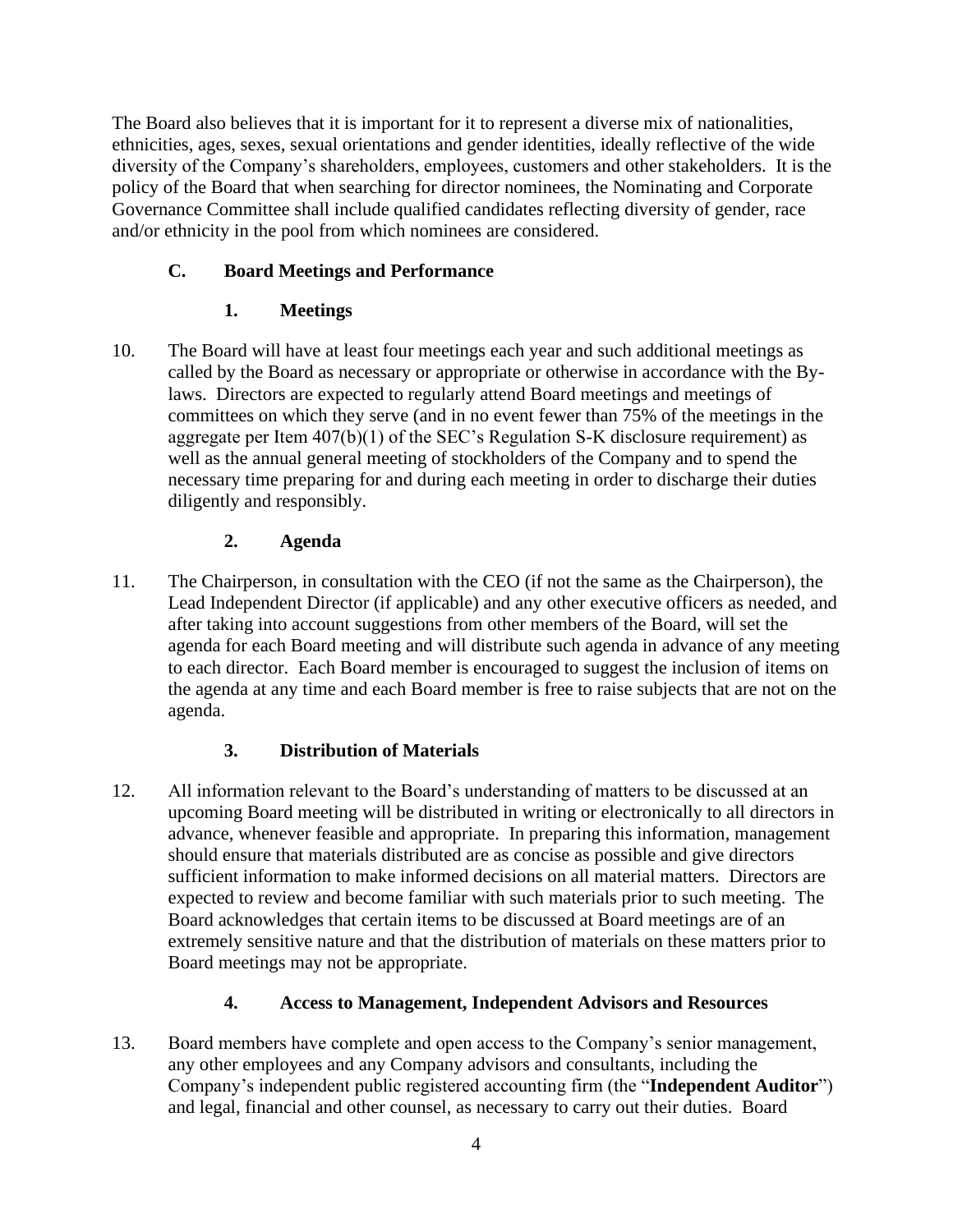The Board also believes that it is important for it to represent a diverse mix of nationalities, ethnicities, ages, sexes, sexual orientations and gender identities, ideally reflective of the wide diversity of the Company's shareholders, employees, customers and other stakeholders. It is the policy of the Board that when searching for director nominees, the Nominating and Corporate Governance Committee shall include qualified candidates reflecting diversity of gender, race and/or ethnicity in the pool from which nominees are considered.

### C. Board Meetings and Performance

#### 1. Meetings

10. The Board will have at least four meetings each year and such additional meetings as called by the Board as necessary or appropriate or otherwise in accordance with the By-laws. Directors are expected to regularly attend Board meetings and meetings of committees on which they serve (and in no event fewer than 75% of the meetings in the aggregate per Item 407(b)(1) of the SEC's Regulation S-K disclosure requirement) as well as the annual general meeting of stockholders of the Company and to spend the necessary time preparing for and during each meeting in order to discharge their duties diligently and responsibly.

#### 2. Agenda

11. The Chairperson, in consultation with the CEO (if not the same as the Chairperson), the Lead Independent Director (if applicable) and any other executive officers as needed, and after taking into account suggestions from other members of the Board, will set the agenda for each Board meeting and will distribute such agenda in advance of any meeting to each director. Each Board member is encouraged to suggest the inclusion of items on the agenda at any time and each Board member is free to raise subjects that are not on the agenda.

#### 3. Distribution of Materials

12. All information relevant to the Board's understanding of matters to be discussed at an upcoming Board meeting will be distributed in writing or electronically to all directors in advance, whenever feasible and appropriate. In preparing this information, management should ensure that materials distributed are as concise as possible and give directors sufficient information to make informed decisions on all material matters. Directors are expected to review and become familiar with such materials prior to such meeting. The Board acknowledges that certain items to be discussed at Board meetings are of an extremely sensitive nature and that the distribution of materials on these matters prior to Board meetings may not be appropriate.

#### 4. Access to Management, Independent Advisors and Resources

13. Board members have complete and open access to the Company's senior management, any other employees and any Company advisors and consultants, including the Company's independent public registered accounting firm (the "**Independent Auditor**") and legal, financial and other counsel, as necessary to carry out their duties. Board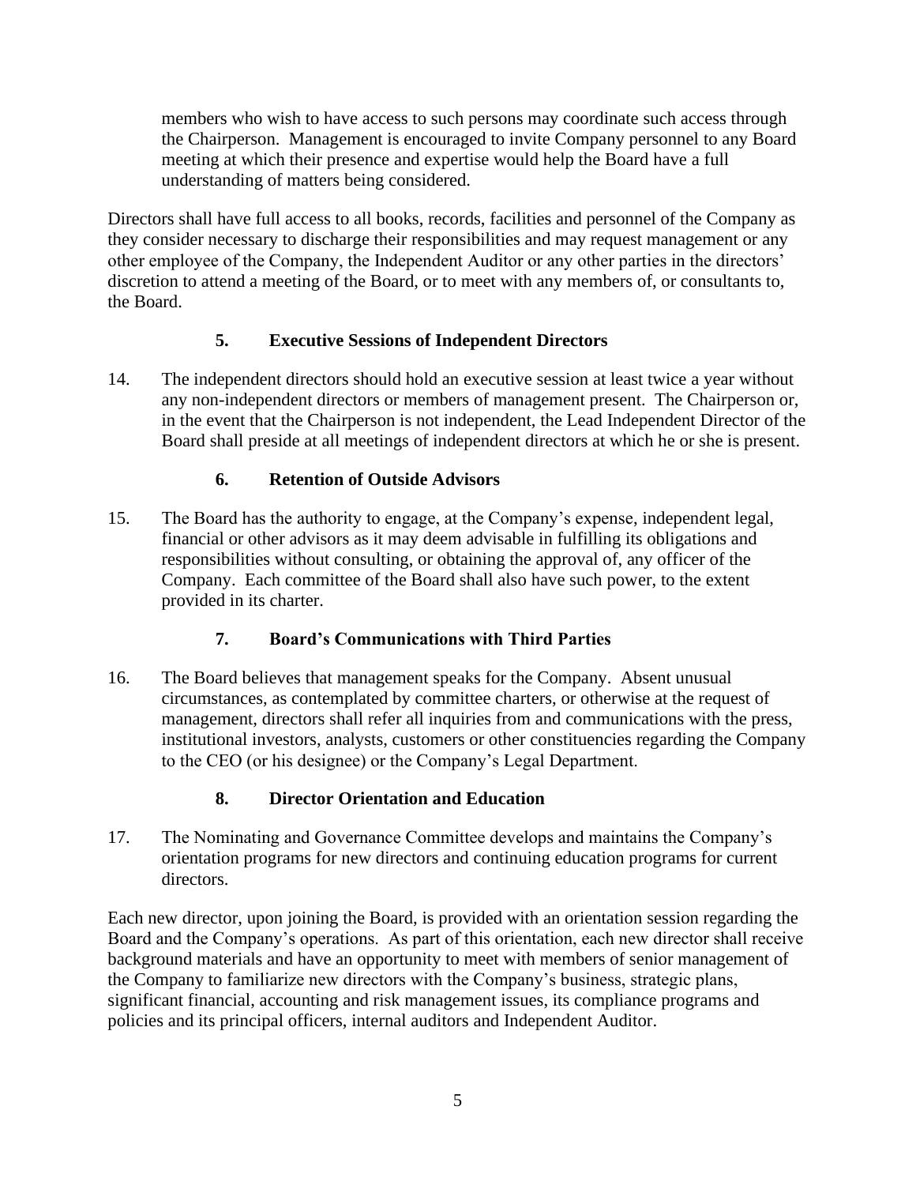members who wish to have access to such persons may coordinate such access through the Chairperson. Management is encouraged to invite Company personnel to any Board meeting at which their presence and expertise would help the Board have a full understanding of matters being considered.

Directors shall have full access to all books, records, facilities and personnel of the Company as they consider necessary to discharge their responsibilities and may request management or any other employee of the Company, the Independent Auditor or any other parties in the directors' discretion to attend a meeting of the Board, or to meet with any members of, or consultants to, the Board.

### 5. Executive Sessions of Independent Directors

14. The independent directors should hold an executive session at least twice a year without any non-independent directors or members of management present. The Chairperson or, in the event that the Chairperson is not independent, the Lead Independent Director of the Board shall preside at all meetings of independent directors at which he or she is present.

### 6. Retention of Outside Advisors

15. The Board has the authority to engage, at the Company's expense, independent legal, financial or other advisors as it may deem advisable in fulfilling its obligations and responsibilities without consulting, or obtaining the approval of, any officer of the Company. Each committee of the Board shall also have such power, to the extent provided in its charter.

### 7. Board's Communications with Third Parties

16. The Board believes that management speaks for the Company. Absent unusual circumstances, as contemplated by committee charters, or otherwise at the request of management, directors shall refer all inquiries from and communications with the press, institutional investors, analysts, customers or other constituencies regarding the Company to the CEO (or his designee) or the Company's Legal Department.

### 8. Director Orientation and Education

17. The Nominating and Governance Committee develops and maintains the Company's orientation programs for new directors and continuing education programs for current directors.

Each new director, upon joining the Board, is provided with an orientation session regarding the Board and the Company's operations. As part of this orientation, each new director shall receive background materials and have an opportunity to meet with members of senior management of the Company to familiarize new directors with the Company's business, strategic plans, significant financial, accounting and risk management issues, its compliance programs and policies and its principal officers, internal auditors and Independent Auditor.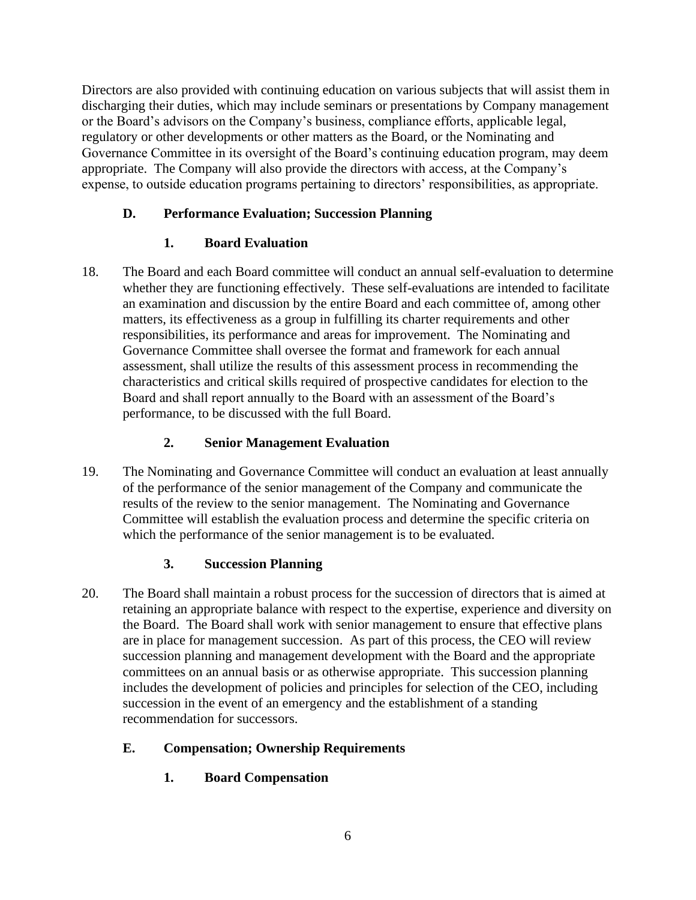Directors are also provided with continuing education on various subjects that will assist them in discharging their duties, which may include seminars or presentations by Company management or the Board's advisors on the Company's business, compliance efforts, applicable legal, regulatory or other developments or other matters as the Board, or the Nominating and Governance Committee in its oversight of the Board's continuing education program, may deem appropriate. The Company will also provide the directors with access, at the Company's expense, to outside education programs pertaining to directors' responsibilities, as appropriate.

## D. Performance Evaluation; Succession Planning

### 1. Board Evaluation

18. The Board and each Board committee will conduct an annual self-evaluation to determine whether they are functioning effectively. These self-evaluations are intended to facilitate an examination and discussion by the entire Board and each committee of, among other matters, its effectiveness as a group in fulfilling its charter requirements and other responsibilities, its performance and areas for improvement. The Nominating and Governance Committee shall oversee the format and framework for each annual assessment, shall utilize the results of this assessment process in recommending the characteristics and critical skills required of prospective candidates for election to the Board and shall report annually to the Board with an assessment of the Board's performance, to be discussed with the full Board.

### 2. Senior Management Evaluation

19. The Nominating and Governance Committee will conduct an evaluation at least annually of the performance of the senior management of the Company and communicate the results of the review to the senior management. The Nominating and Governance Committee will establish the evaluation process and determine the specific criteria on which the performance of the senior management is to be evaluated.

### 3. Succession Planning

20. The Board shall maintain a robust process for the succession of directors that is aimed at retaining an appropriate balance with respect to the expertise, experience and diversity on the Board. The Board shall work with senior management to ensure that effective plans are in place for management succession. As part of this process, the CEO will review succession planning and management development with the Board and the appropriate committees on an annual basis or as otherwise appropriate. This succession planning includes the development of policies and principles for selection of the CEO, including succession in the event of an emergency and the establishment of a standing recommendation for successors.

## E. Compensation; Ownership Requirements

### 1. Board Compensation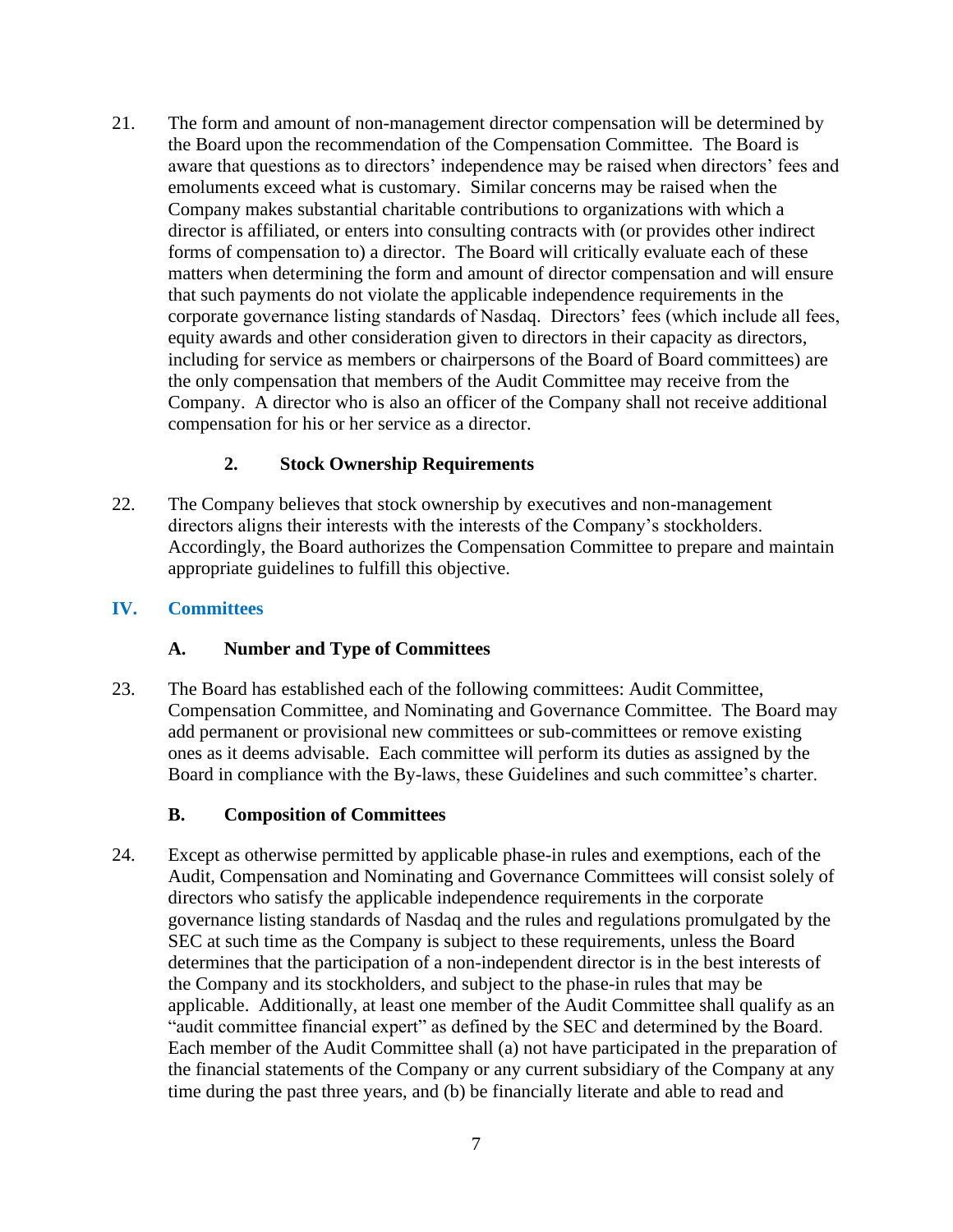21. The form and amount of non-management director compensation will be determined by the Board upon the recommendation of the Compensation Committee. The Board is aware that questions as to directors' independence may be raised when directors' fees and emoluments exceed what is customary. Similar concerns may be raised when the Company makes substantial charitable contributions to organizations with which a director is affiliated, or enters into consulting contracts with (or provides other indirect forms of compensation to) a director. The Board will critically evaluate each of these matters when determining the form and amount of director compensation and will ensure that such payments do not violate the applicable independence requirements in the corporate governance listing standards of Nasdaq. Directors' fees (which include all fees, equity awards and other consideration given to directors in their capacity as directors, including for service as members or chairpersons of the Board of Board committees) are the only compensation that members of the Audit Committee may receive from the Company. A director who is also an officer of the Company shall not receive additional compensation for his or her service as a director.

#### 2. Stock Ownership Requirements

22. The Company believes that stock ownership by executives and non-management directors aligns their interests with the interests of the Company's stockholders. Accordingly, the Board authorizes the Compensation Committee to prepare and maintain appropriate guidelines to fulfill this objective.

## IV. Committees

### A. Number and Type of Committees

23. The Board has established each of the following committees: Audit Committee, Compensation Committee, and Nominating and Governance Committee. The Board may add permanent or provisional new committees or sub-committees or remove existing ones as it deems advisable. Each committee will perform its duties as assigned by the Board in compliance with the By-laws, these Guidelines and such committee's charter.

### B. Composition of Committees

24. Except as otherwise permitted by applicable phase-in rules and exemptions, each of the Audit, Compensation and Nominating and Governance Committees will consist solely of directors who satisfy the applicable independence requirements in the corporate governance listing standards of Nasdaq and the rules and regulations promulgated by the SEC at such time as the Company is subject to these requirements, unless the Board determines that the participation of a non-independent director is in the best interests of the Company and its stockholders, and subject to the phase-in rules that may be applicable. Additionally, at least one member of the Audit Committee shall qualify as an "audit committee financial expert" as defined by the SEC and determined by the Board. Each member of the Audit Committee shall (a) not have participated in the preparation of the financial statements of the Company or any current subsidiary of the Company at any time during the past three years, and (b) be financially literate and able to read and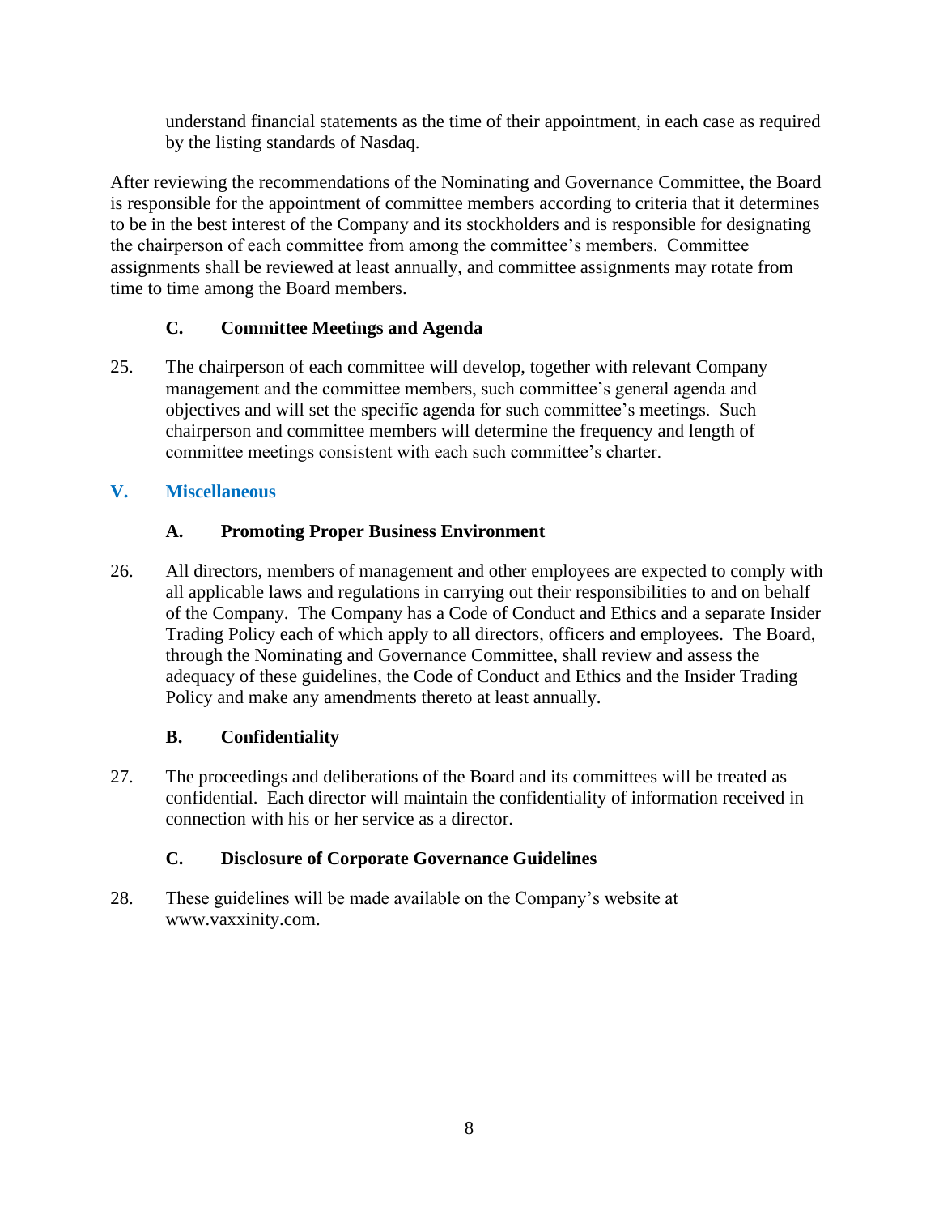understand financial statements as the time of their appointment, in each case as required by the listing standards of Nasdaq.

After reviewing the recommendations of the Nominating and Governance Committee, the Board is responsible for the appointment of committee members according to criteria that it determines to be in the best interest of the Company and its stockholders and is responsible for designating the chairperson of each committee from among the committee's members. Committee assignments shall be reviewed at least annually, and committee assignments may rotate from time to time among the Board members.

### C. Committee Meetings and Agenda

25. The chairperson of each committee will develop, together with relevant Company management and the committee members, such committee's general agenda and objectives and will set the specific agenda for such committee's meetings. Such chairperson and committee members will determine the frequency and length of committee meetings consistent with each such committee's charter.

## V. Miscellaneous

### A. Promoting Proper Business Environment

26. All directors, members of management and other employees are expected to comply with all applicable laws and regulations in carrying out their responsibilities to and on behalf of the Company. The Company has a Code of Conduct and Ethics and a separate Insider Trading Policy each of which apply to all directors, officers and employees. The Board, through the Nominating and Governance Committee, shall review and assess the adequacy of these guidelines, the Code of Conduct and Ethics and the Insider Trading Policy and make any amendments thereto at least annually.

### B. Confidentiality

27. The proceedings and deliberations of the Board and its committees will be treated as confidential. Each director will maintain the confidentiality of information received in connection with his or her service as a director.

### C. Disclosure of Corporate Governance Guidelines

28. These guidelines will be made available on the Company's website at www.vaxxinity.com.